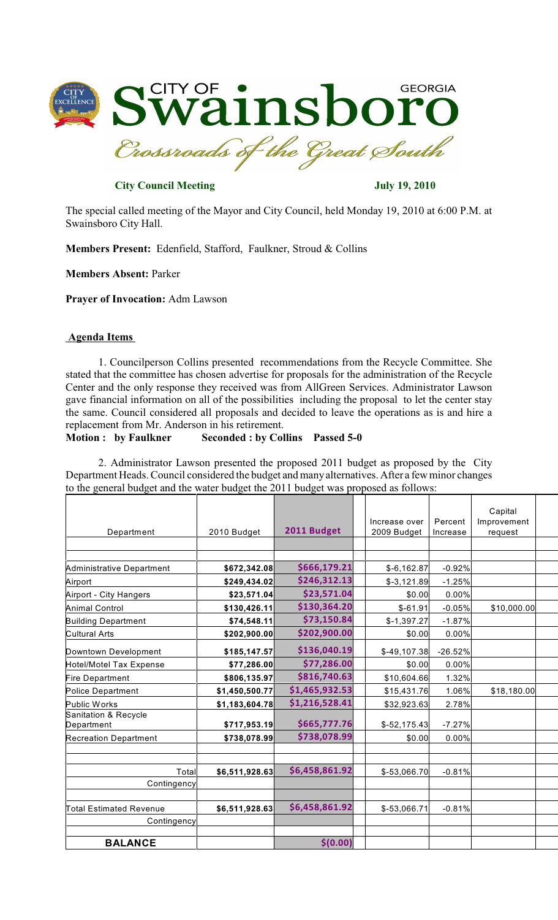CITY OF Swainsboro GEORGIA
*Crossroads of the Great South*

**City Council Meeting** **July 19, 2010**

The special called meeting of the Mayor and City Council, held Monday 19, 2010 at 6:00 P.M. at Swainsboro City Hall.

**Members Present:** Edenfield, Stafford, Faulkner, Stroud & Collins

**Members Absent:** Parker

**Prayer of Invocation:** Adm Lawson

**Agenda Items**

1. Councilperson Collins presented recommendations from the Recycle Committee. She stated that the committee has chosen advertise for proposals for the administration of the Recycle Center and the only response they received was from AllGreen Services. Administrator Lawson gave financial information on all of the possibilities including the proposal to let the center stay the same. Council considered all proposals and decided to leave the operations as is and hire a replacement from Mr. Anderson in his retirement.

**Motion : by Faulkner Seconded : by Collins Passed 5-0**

2. Administrator Lawson presented the proposed 2011 budget as proposed by the City Department Heads. Council considered the budget and many alternatives. After a few minor changes to the general budget and the water budget the 2011 budget was proposed as follows:

| Department | 2010 Budget | 2011 Budget | Increase over 2009 Budget | Percent Increase | Capital Improvement request |
|---|---|---|---|---|---|
| Administrative Department | **$672,342.08** | **$666,179.21** | $-6,162.87 | -0.92% | |
| Airport | **$249,434.02** | **$246,312.13** | $-3,121.89 | -1.25% | |
| Airport - City Hangers | **$23,571.04** | **$23,571.04** | $0.00 | 0.00% | |
| Animal Control | **$130,426.11** | **$130,364.20** | $-61.91 | -0.05% | $10,000.00 |
| Building Department | **$74,548.11** | **$73,150.84** | $-1,397.27 | -1.87% | |
| Cultural Arts | **$202,900.00** | **$202,900.00** | $0.00 | 0.00% | |
| Downtown Development | **$185,147.57** | **$136,040.19** | $-49,107.38 | -26.52% | |
| Hotel/Motel Tax Expense | **$77,286.00** | **$77,286.00** | $0.00 | 0.00% | |
| Fire Department | **$806,135.97** | **$816,740.63** | $10,604.66 | 1.32% | |
| Police Department | **$1,450,500.77** | **$1,465,932.53** | $15,431.76 | 1.06% | $18,180.00 |
| Public Works | **$1,183,604.78** | **$1,216,528.41** | $32,923.63 | 2.78% | |
| Sanitation & Recycle Department | **$717,953.19** | **$665,777.76** | $-52,175.43 | -7.27% | |
| Recreation Department | **$738,078.99** | **$738,078.99** | $0.00 | 0.00% | |
| Total | **$6,511,928.63** | **$6,458,861.92** | $-53,066.70 | -0.81% | |
| Contingency | | | | | |
| Total Estimated Revenue | **$6,511,928.63** | **$6,458,861.92** | $-53,066.71 | -0.81% | |
| Contingency | | | | | |
| **BALANCE** | | **$(0.00)** | | | |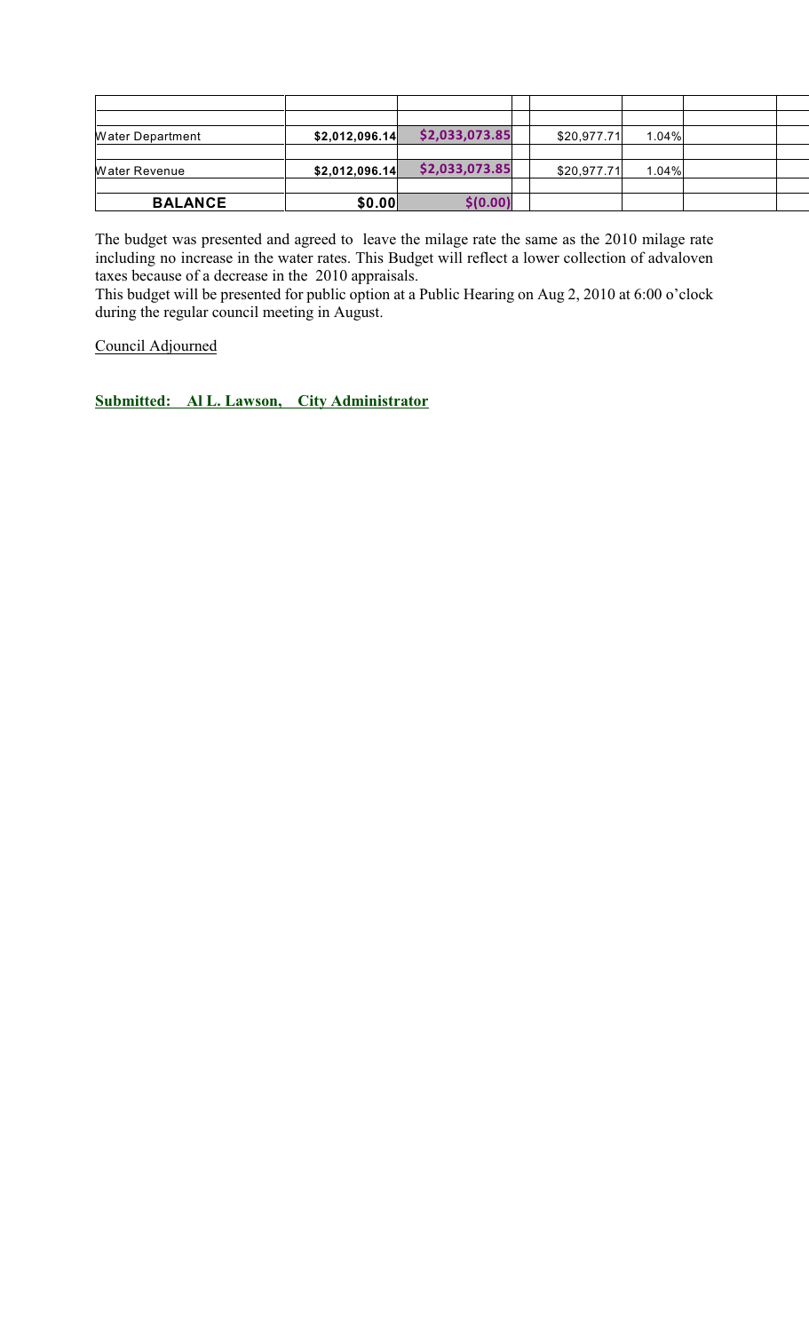| | | | | | | | |
|---|---|---|---|---|---|---|---|
| | | | | | | | |
| | | | | | | | |
| Water Department | **$2,012,096.14** | **$2,033,073.85** | | $20,977.71 | 1.04% | | |
| | | | | | | | |
| Water Revenue | **$2,012,096.14** | **$2,033,073.85** | | $20,977.71 | 1.04% | | |
| | | | | | | | |
| **BALANCE** | **$0.00** | **$(0.00)** | | | | | |

The budget was presented and agreed to leave the milage rate the same as the 2010 milage rate including no increase in the water rates. This Budget will reflect a lower collection of advaloven taxes because of a decrease in the 2010 appraisals.
This budget will be presented for public option at a Public Hearing on Aug 2, 2010 at 6:00 o'clock during the regular council meeting in August.

Council Adjourned

**Submitted: Al L. Lawson, City Administrator**